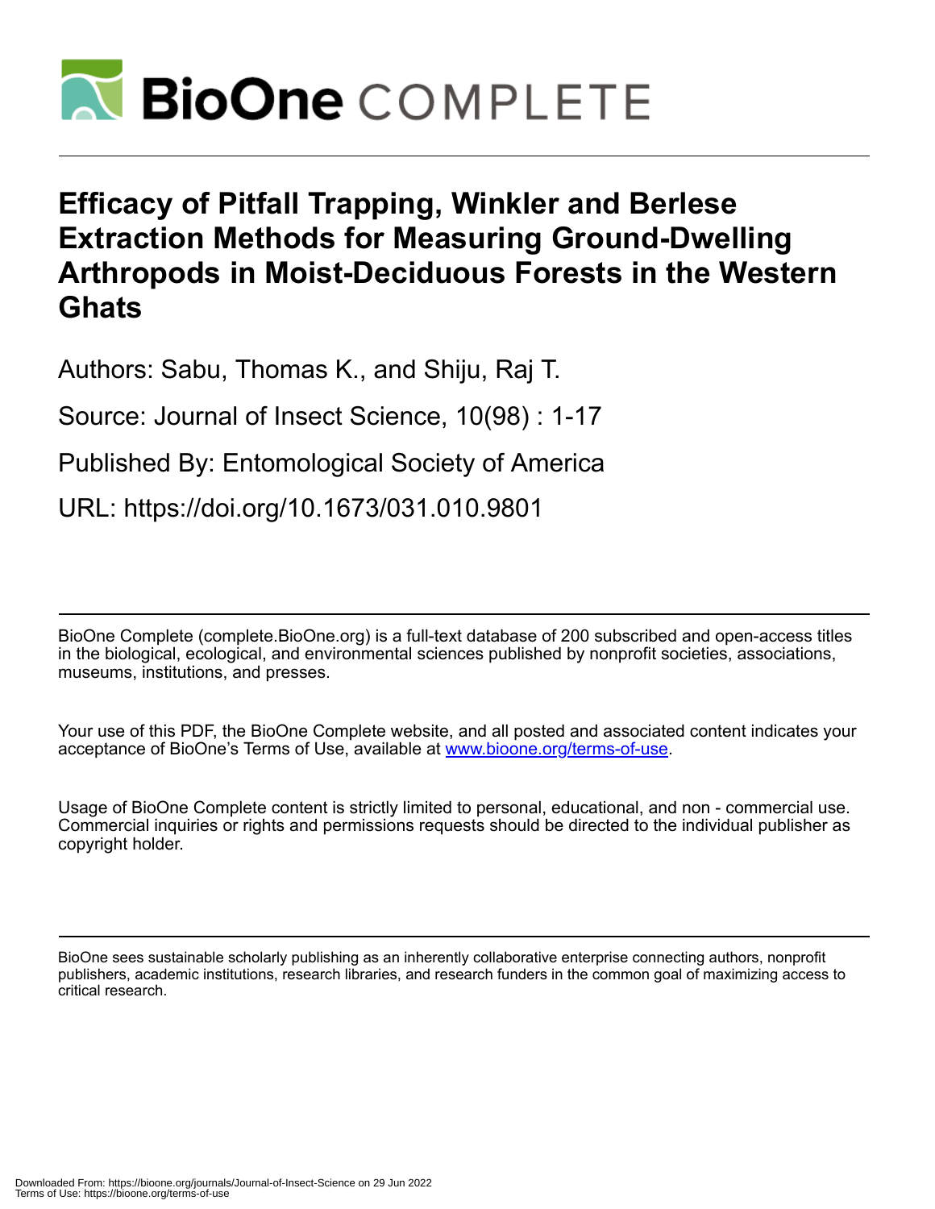# Efficacy of Pitfall Trapping, Winkler and Berlese Extraction Methods for Measuring Ground-Dwelling Arthropods in Moist-Deciduous Forests in the Western Ghats

Authors: Sabu, Thomas K., and Shiju, Raj T.

Source: Journal of Insect Science, 10(98) : 1-17

Published By: Entomological Society of America

URL: https://doi.org/10.1673/031.010.9801

---

BioOne Complete (complete.BioOne.org) is a full-text database of 200 subscribed and open-access titles in the biological, ecological, and environmental sciences published by nonprofit societies, associations, museums, institutions, and presses.

Your use of this PDF, the BioOne Complete website, and all posted and associated content indicates your acceptance of BioOne's Terms of Use, available at www.bioone.org/terms-of-use.

Usage of BioOne Complete content is strictly limited to personal, educational, and non - commercial use. Commercial inquiries or rights and permissions requests should be directed to the individual publisher as copyright holder.

---

BioOne sees sustainable scholarly publishing as an inherently collaborative enterprise connecting authors, nonprofit publishers, academic institutions, research libraries, and research funders in the common goal of maximizing access to critical research.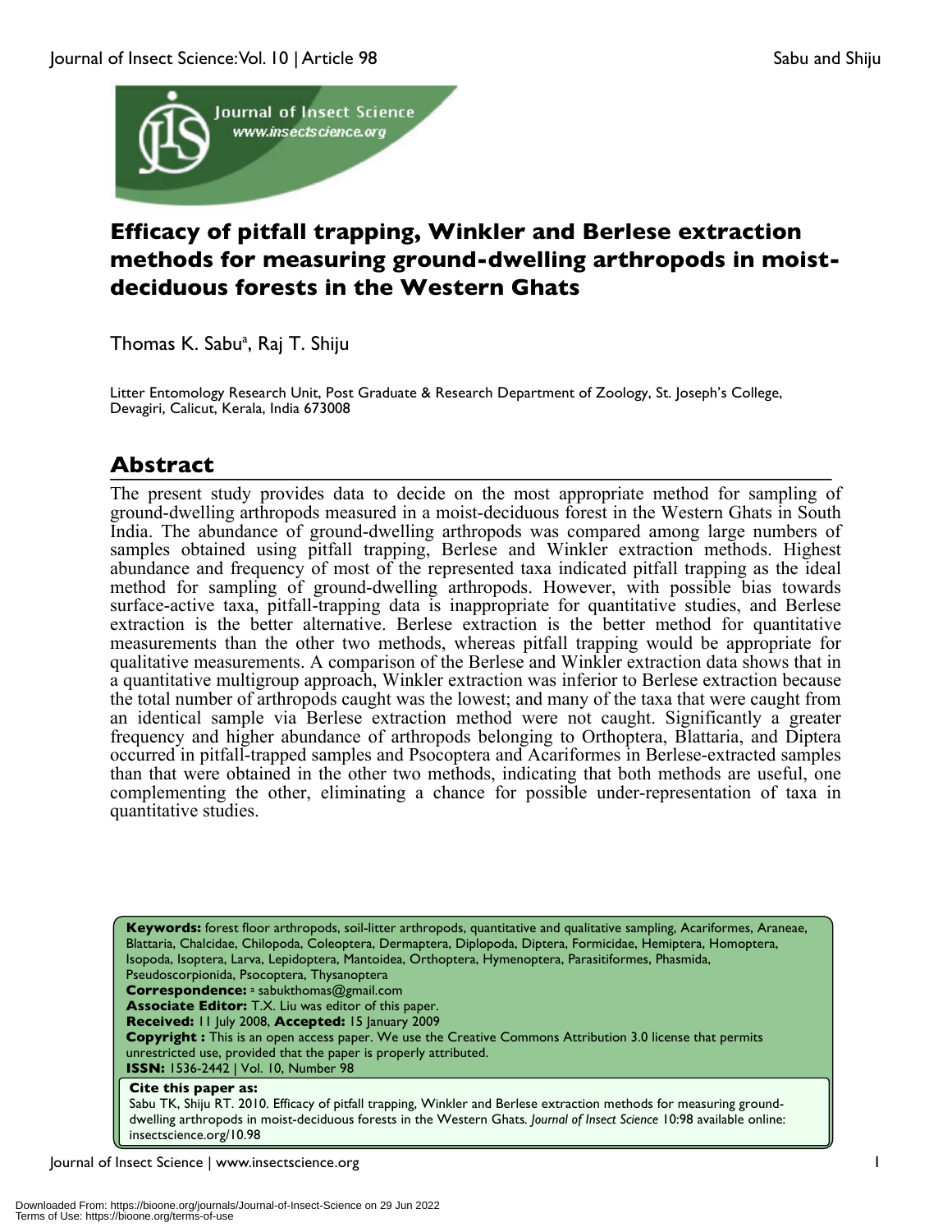# Efficacy of pitfall trapping, Winkler and Berlese extraction methods for measuring ground-dwelling arthropods in moist-deciduous forests in the Western Ghats

Thomas K. Sabu[a], Raj T. Shiju

Litter Entomology Research Unit, Post Graduate & Research Department of Zoology, St. Joseph's College, Devagiri, Calicut, Kerala, India 673008

## Abstract

The present study provides data to decide on the most appropriate method for sampling of ground-dwelling arthropods measured in a moist-deciduous forest in the Western Ghats in South India. The abundance of ground-dwelling arthropods was compared among large numbers of samples obtained using pitfall trapping, Berlese and Winkler extraction methods. Highest abundance and frequency of most of the represented taxa indicated pitfall trapping as the ideal method for sampling of ground-dwelling arthropods. However, with possible bias towards surface-active taxa, pitfall-trapping data is inappropriate for quantitative studies, and Berlese extraction is the better alternative. Berlese extraction is the better method for quantitative measurements than the other two methods, whereas pitfall trapping would be appropriate for qualitative measurements. A comparison of the Berlese and Winkler extraction data shows that in a quantitative multigroup approach, Winkler extraction was inferior to Berlese extraction because the total number of arthropods caught was the lowest; and many of the taxa that were caught from an identical sample via Berlese extraction method were not caught. Significantly a greater frequency and higher abundance of arthropods belonging to Orthoptera, Blattaria, and Diptera occurred in pitfall-trapped samples and Psocoptera and Acariformes in Berlese-extracted samples than that were obtained in the other two methods, indicating that both methods are useful, one complementing the other, eliminating a chance for possible under-representation of taxa in quantitative studies.

**Keywords:** forest floor arthropods, soil-litter arthropods, quantitative and qualitative sampling, Acariformes, Araneae, Blattaria, Chalcidae, Chilopoda, Coleoptera, Dermaptera, Diplopoda, Diptera, Formicidae, Hemiptera, Homoptera, Isopoda, Isoptera, Larva, Lepidoptera, Mantoidea, Orthoptera, Hymenoptera, Parasitiformes, Phasmida, Pseudoscorpionida, Psocoptera, Thysanoptera
**Correspondence:** [a] sabukthomas@gmail.com
**Associate Editor:** T.X. Liu was editor of this paper.
**Received:** 11 July 2008, **Accepted:** 15 January 2009
**Copyright :** This is an open access paper. We use the Creative Commons Attribution 3.0 license that permits unrestricted use, provided that the paper is properly attributed.
**ISSN:** 1536-2442 | Vol. 10, Number 98

**Cite this paper as:**
Sabu TK, Shiju RT. 2010. Efficacy of pitfall trapping, Winkler and Berlese extraction methods for measuring ground-dwelling arthropods in moist-deciduous forests in the Western Ghats. *Journal of Insect Science* 10:98 available online: insectscience.org/10.98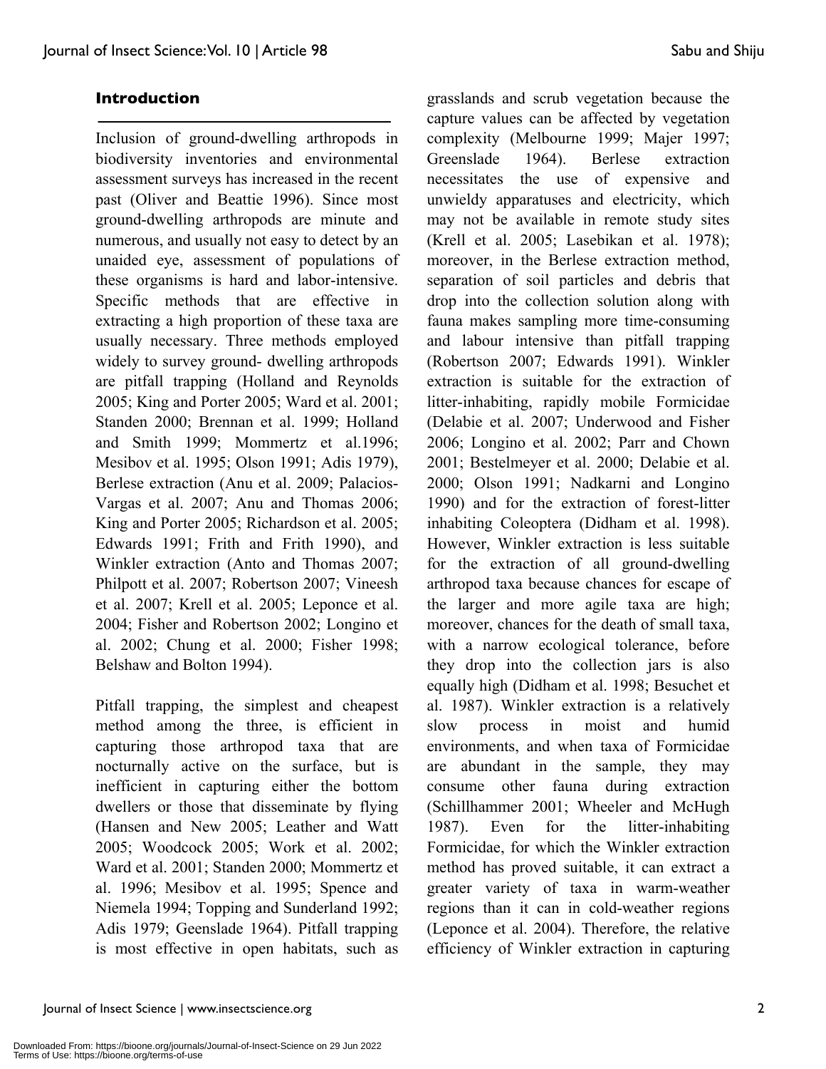## Introduction

Inclusion of ground-dwelling arthropods in biodiversity inventories and environmental assessment surveys has increased in the recent past (Oliver and Beattie 1996). Since most ground-dwelling arthropods are minute and numerous, and usually not easy to detect by an unaided eye, assessment of populations of these organisms is hard and labor-intensive. Specific methods that are effective in extracting a high proportion of these taxa are usually necessary. Three methods employed widely to survey ground- dwelling arthropods are pitfall trapping (Holland and Reynolds 2005; King and Porter 2005; Ward et al. 2001; Standen 2000; Brennan et al. 1999; Holland and Smith 1999; Mommertz et al.1996; Mesibov et al. 1995; Olson 1991; Adis 1979), Berlese extraction (Anu et al. 2009; Palacios-Vargas et al. 2007; Anu and Thomas 2006; King and Porter 2005; Richardson et al. 2005; Edwards 1991; Frith and Frith 1990), and Winkler extraction (Anto and Thomas 2007; Philpott et al. 2007; Robertson 2007; Vineesh et al. 2007; Krell et al. 2005; Leponce et al. 2004; Fisher and Robertson 2002; Longino et al. 2002; Chung et al. 2000; Fisher 1998; Belshaw and Bolton 1994).

Pitfall trapping, the simplest and cheapest method among the three, is efficient in capturing those arthropod taxa that are nocturnally active on the surface, but is inefficient in capturing either the bottom dwellers or those that disseminate by flying (Hansen and New 2005; Leather and Watt 2005; Woodcock 2005; Work et al. 2002; Ward et al. 2001; Standen 2000; Mommertz et al. 1996; Mesibov et al. 1995; Spence and Niemela 1994; Topping and Sunderland 1992; Adis 1979; Geenslade 1964). Pitfall trapping is most effective in open habitats, such as grasslands and scrub vegetation because the capture values can be affected by vegetation complexity (Melbourne 1999; Majer 1997; Greenslade 1964). Berlese extraction necessitates the use of expensive and unwieldy apparatuses and electricity, which may not be available in remote study sites (Krell et al. 2005; Lasebikan et al. 1978); moreover, in the Berlese extraction method, separation of soil particles and debris that drop into the collection solution along with fauna makes sampling more time-consuming and labour intensive than pitfall trapping (Robertson 2007; Edwards 1991). Winkler extraction is suitable for the extraction of litter-inhabiting, rapidly mobile Formicidae (Delabie et al. 2007; Underwood and Fisher 2006; Longino et al. 2002; Parr and Chown 2001; Bestelmeyer et al. 2000; Delabie et al. 2000; Olson 1991; Nadkarni and Longino 1990) and for the extraction of forest-litter inhabiting Coleoptera (Didham et al. 1998). However, Winkler extraction is less suitable for the extraction of all ground-dwelling arthropod taxa because chances for escape of the larger and more agile taxa are high; moreover, chances for the death of small taxa, with a narrow ecological tolerance, before they drop into the collection jars is also equally high (Didham et al. 1998; Besuchet et al. 1987). Winkler extraction is a relatively slow process in moist and humid environments, and when taxa of Formicidae are abundant in the sample, they may consume other fauna during extraction (Schillhammer 2001; Wheeler and McHugh 1987). Even for the litter-inhabiting Formicidae, for which the Winkler extraction method has proved suitable, it can extract a greater variety of taxa in warm-weather regions than it can in cold-weather regions (Leponce et al. 2004). Therefore, the relative efficiency of Winkler extraction in capturing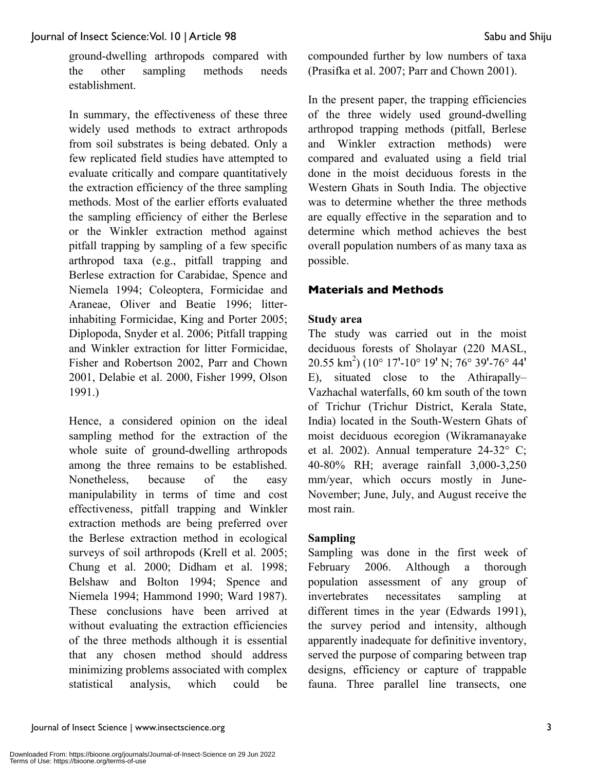ground-dwelling arthropods compared with the other sampling methods needs establishment.

In summary, the effectiveness of these three widely used methods to extract arthropods from soil substrates is being debated. Only a few replicated field studies have attempted to evaluate critically and compare quantitatively the extraction efficiency of the three sampling methods. Most of the earlier efforts evaluated the sampling efficiency of either the Berlese or the Winkler extraction method against pitfall trapping by sampling of a few specific arthropod taxa (e.g., pitfall trapping and Berlese extraction for Carabidae, Spence and Niemela 1994; Coleoptera, Formicidae and Araneae, Oliver and Beatie 1996; litter-inhabiting Formicidae, King and Porter 2005; Diplopoda, Snyder et al. 2006; Pitfall trapping and Winkler extraction for litter Formicidae, Fisher and Robertson 2002, Parr and Chown 2001, Delabie et al. 2000, Fisher 1999, Olson 1991.)

Hence, a considered opinion on the ideal sampling method for the extraction of the whole suite of ground-dwelling arthropods among the three remains to be established. Nonetheless, because of the easy manipulability in terms of time and cost effectiveness, pitfall trapping and Winkler extraction methods are being preferred over the Berlese extraction method in ecological surveys of soil arthropods (Krell et al. 2005; Chung et al. 2000; Didham et al. 1998; Belshaw and Bolton 1994; Spence and Niemela 1994; Hammond 1990; Ward 1987). These conclusions have been arrived at without evaluating the extraction efficiencies of the three methods although it is essential that any chosen method should address minimizing problems associated with complex statistical analysis, which could be compounded further by low numbers of taxa (Prasifka et al. 2007; Parr and Chown 2001).

In the present paper, the trapping efficiencies of the three widely used ground-dwelling arthropod trapping methods (pitfall, Berlese and Winkler extraction methods) were compared and evaluated using a field trial done in the moist deciduous forests in the Western Ghats in South India. The objective was to determine whether the three methods are equally effective in the separation and to determine which method achieves the best overall population numbers of as many taxa as possible.

## Materials and Methods

### Study area

The study was carried out in the moist deciduous forests of Sholayar (220 MASL, 20.55 km$^2$) (10° 17'-10° 19' N; 76° 39'-76° 44' E), situated close to the Athirapally–Vazhachal waterfalls, 60 km south of the town of Trichur (Trichur District, Kerala State, India) located in the South-Western Ghats of moist deciduous ecoregion (Wikramanayake et al. 2002). Annual temperature 24-32° C; 40-80% RH; average rainfall 3,000-3,250 mm/year, which occurs mostly in June-November; June, July, and August receive the most rain.

### Sampling

Sampling was done in the first week of February 2006. Although a thorough population assessment of any group of invertebrates necessitates sampling at different times in the year (Edwards 1991), the survey period and intensity, although apparently inadequate for definitive inventory, served the purpose of comparing between trap designs, efficiency or capture of trappable fauna. Three parallel line transects, one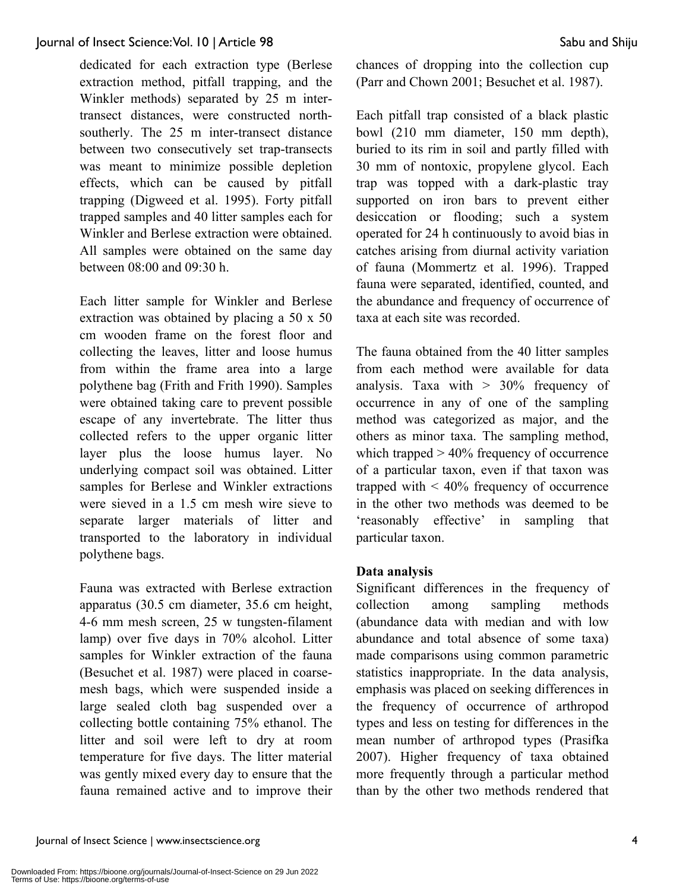dedicated for each extraction type (Berlese extraction method, pitfall trapping, and the Winkler methods) separated by 25 m inter-transect distances, were constructed north-southerly. The 25 m inter-transect distance between two consecutively set trap-transects was meant to minimize possible depletion effects, which can be caused by pitfall trapping (Digweed et al. 1995). Forty pitfall trapped samples and 40 litter samples each for Winkler and Berlese extraction were obtained. All samples were obtained on the same day between 08:00 and 09:30 h.

Each litter sample for Winkler and Berlese extraction was obtained by placing a 50 x 50 cm wooden frame on the forest floor and collecting the leaves, litter and loose humus from within the frame area into a large polythene bag (Frith and Frith 1990). Samples were obtained taking care to prevent possible escape of any invertebrate. The litter thus collected refers to the upper organic litter layer plus the loose humus layer. No underlying compact soil was obtained. Litter samples for Berlese and Winkler extractions were sieved in a 1.5 cm mesh wire sieve to separate larger materials of litter and transported to the laboratory in individual polythene bags.

Fauna was extracted with Berlese extraction apparatus (30.5 cm diameter, 35.6 cm height, 4-6 mm mesh screen, 25 w tungsten-filament lamp) over five days in 70% alcohol. Litter samples for Winkler extraction of the fauna (Besuchet et al. 1987) were placed in coarse-mesh bags, which were suspended inside a large sealed cloth bag suspended over a collecting bottle containing 75% ethanol. The litter and soil were left to dry at room temperature for five days. The litter material was gently mixed every day to ensure that the fauna remained active and to improve their chances of dropping into the collection cup (Parr and Chown 2001; Besuchet et al. 1987).

Each pitfall trap consisted of a black plastic bowl (210 mm diameter, 150 mm depth), buried to its rim in soil and partly filled with 30 mm of nontoxic, propylene glycol. Each trap was topped with a dark-plastic tray supported on iron bars to prevent either desiccation or flooding; such a system operated for 24 h continuously to avoid bias in catches arising from diurnal activity variation of fauna (Mommertz et al. 1996). Trapped fauna were separated, identified, counted, and the abundance and frequency of occurrence of taxa at each site was recorded.

The fauna obtained from the 40 litter samples from each method were available for data analysis. Taxa with > 30% frequency of occurrence in any of one of the sampling method was categorized as major, and the others as minor taxa. The sampling method, which trapped > 40% frequency of occurrence of a particular taxon, even if that taxon was trapped with < 40% frequency of occurrence in the other two methods was deemed to be 'reasonably effective' in sampling that particular taxon.

### Data analysis

Significant differences in the frequency of collection among sampling methods (abundance data with median and with low abundance and total absence of some taxa) made comparisons using common parametric statistics inappropriate. In the data analysis, emphasis was placed on seeking differences in the frequency of occurrence of arthropod types and less on testing for differences in the mean number of arthropod types (Prasifka 2007). Higher frequency of taxa obtained more frequently through a particular method than by the other two methods rendered that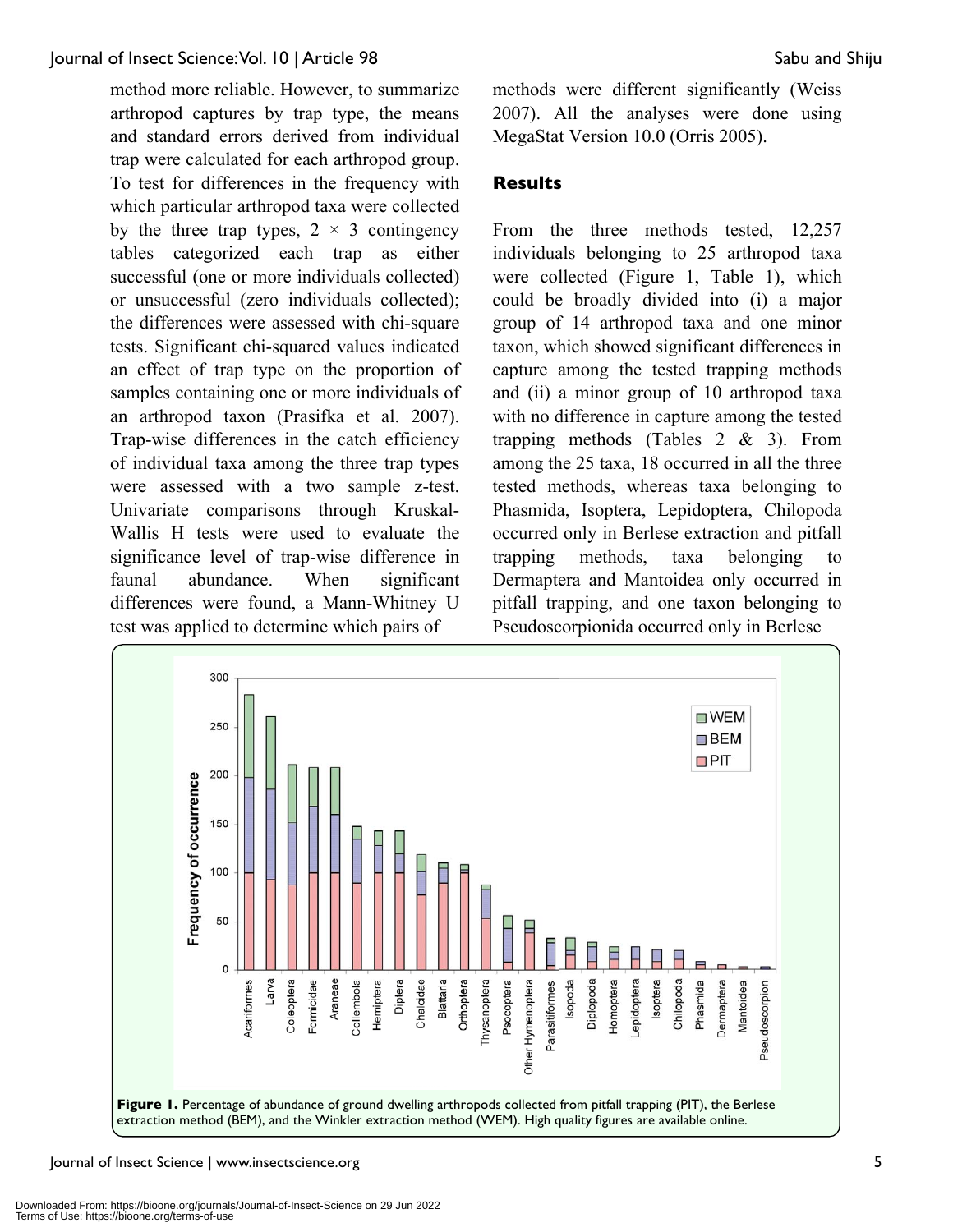method more reliable. However, to summarize arthropod captures by trap type, the means and standard errors derived from individual trap were calculated for each arthropod group. To test for differences in the frequency with which particular arthropod taxa were collected by the three trap types, $2 \times 3$ contingency tables categorized each trap as either successful (one or more individuals collected) or unsuccessful (zero individuals collected); the differences were assessed with chi-square tests. Significant chi-squared values indicated an effect of trap type on the proportion of samples containing one or more individuals of an arthropod taxon (Prasifka et al. 2007). Trap-wise differences in the catch efficiency of individual taxa among the three trap types were assessed with a two sample z-test. Univariate comparisons through Kruskal-Wallis H tests were used to evaluate the significance level of trap-wise difference in faunal abundance. When significant differences were found, a Mann-Whitney U test was applied to determine which pairs of methods were different significantly (Weiss 2007). All the analyses were done using MegaStat Version 10.0 (Orris 2005).

## Results

From the three methods tested, 12,257 individuals belonging to 25 arthropod taxa were collected (Figure 1, Table 1), which could be broadly divided into (i) a major group of 14 arthropod taxa and one minor taxon, which showed significant differences in capture among the tested trapping methods and (ii) a minor group of 10 arthropod taxa with no difference in capture among the tested trapping methods (Tables 2 & 3). From among the 25 taxa, 18 occurred in all the three tested methods, whereas taxa belonging to Phasmida, Isoptera, Lepidoptera, Chilopoda occurred only in Berlese extraction and pitfall trapping methods, taxa belonging to Dermaptera and Mantoidea only occurred in pitfall trapping, and one taxon belonging to Pseudoscorpionida occurred only in Berlese

**Figure 1.** Percentage of abundance of ground dwelling arthropods collected from pitfall trapping (PIT), the Berlese extraction method (BEM), and the Winkler extraction method (WEM). High quality figures are available online.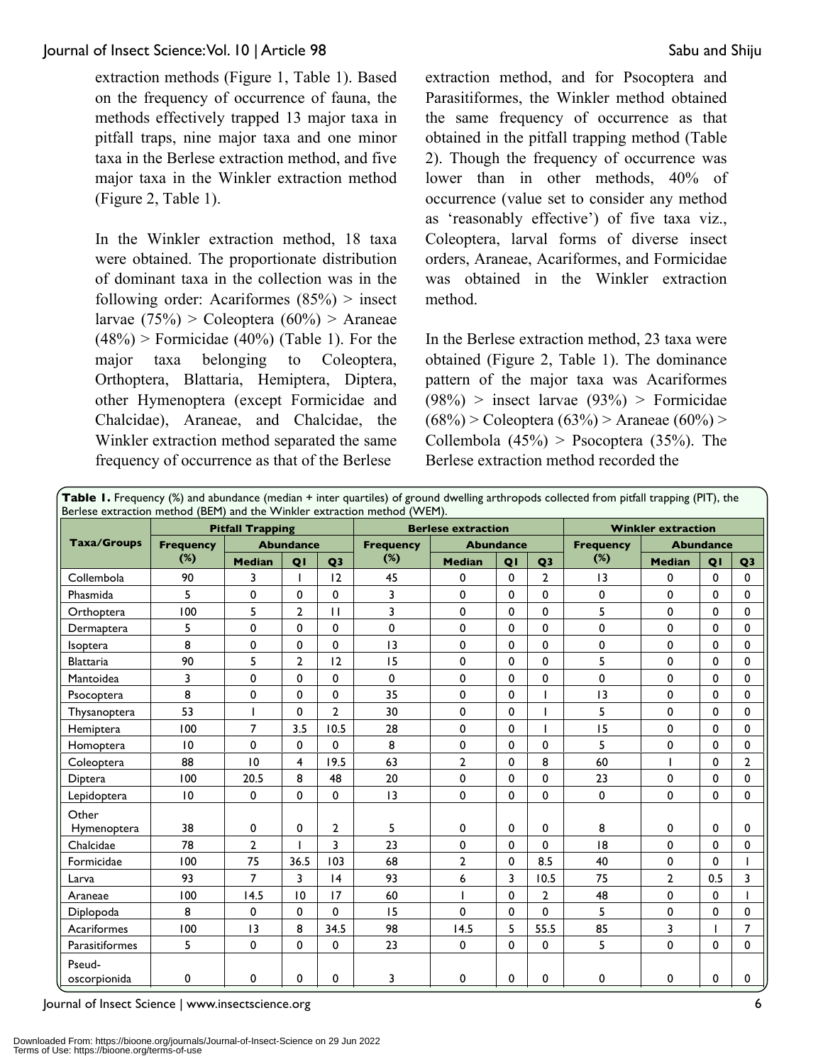extraction methods (Figure 1, Table 1). Based on the frequency of occurrence of fauna, the methods effectively trapped 13 major taxa in pitfall traps, nine major taxa and one minor taxa in the Berlese extraction method, and five major taxa in the Winkler extraction method (Figure 2, Table 1).

In the Winkler extraction method, 18 taxa were obtained. The proportionate distribution of dominant taxa in the collection was in the following order: Acariformes (85%) > insect larvae (75%) > Coleoptera (60%) > Araneae (48%) > Formicidae (40%) (Table 1). For the major taxa belonging to Coleoptera, Orthoptera, Blattaria, Hemiptera, Diptera, other Hymenoptera (except Formicidae and Chalcidae), Araneae, and Chalcidae, the Winkler extraction method separated the same frequency of occurrence as that of the Berlese extraction method, and for Psocoptera and Parasitiformes, the Winkler method obtained the same frequency of occurrence as that obtained in the pitfall trapping method (Table 2). Though the frequency of occurrence was lower than in other methods, 40% of occurrence (value set to consider any method as 'reasonably effective') of five taxa viz., Coleoptera, larval forms of diverse insect orders, Araneae, Acariformes, and Formicidae was obtained in the Winkler extraction method.

In the Berlese extraction method, 23 taxa were obtained (Figure 2, Table 1). The dominance pattern of the major taxa was Acariformes (98%) > insect larvae (93%) > Formicidae (68%) > Coleoptera (63%) > Araneae (60%) > Collembola (45%) > Psocoptera (35%). The Berlese extraction method recorded the

**Table 1.** Frequency (%) and abundance (median + inter quartiles) of ground dwelling arthropods collected from pitfall trapping (PIT), the Berlese extraction method (BEM) and the Winkler extraction method (WEM).

| Taxa/Groups | Pitfall Trapping | | | | Berlese extraction | | | | Winkler extraction | | | |
|---|---|---|---|---|---|---|---|---|---|---|---|---|
| | Frequency (%) | Abundance | | | Frequency (%) | Abundance | | | Frequency (%) | Abundance | | |
| | | Median | Q1 | Q3 | | Median | Q1 | Q3 | | Median | Q1 | Q3 |
| Collembola | 90 | 3 | 1 | 12 | 45 | 0 | 0 | 2 | 13 | 0 | 0 | 0 |
| Phasmida | 5 | 0 | 0 | 0 | 3 | 0 | 0 | 0 | 0 | 0 | 0 | 0 |
| Orthoptera | 100 | 5 | 2 | 11 | 3 | 0 | 0 | 0 | 5 | 0 | 0 | 0 |
| Dermaptera | 5 | 0 | 0 | 0 | 0 | 0 | 0 | 0 | 0 | 0 | 0 | 0 |
| Isoptera | 8 | 0 | 0 | 0 | 13 | 0 | 0 | 0 | 0 | 0 | 0 | 0 |
| Blattaria | 90 | 5 | 2 | 12 | 15 | 0 | 0 | 0 | 5 | 0 | 0 | 0 |
| Mantoidea | 3 | 0 | 0 | 0 | 0 | 0 | 0 | 0 | 0 | 0 | 0 | 0 |
| Psocoptera | 8 | 0 | 0 | 0 | 35 | 0 | 0 | 1 | 13 | 0 | 0 | 0 |
| Thysanoptera | 53 | 1 | 0 | 2 | 30 | 0 | 0 | 1 | 5 | 0 | 0 | 0 |
| Hemiptera | 100 | 7 | 3.5 | 10.5 | 28 | 0 | 0 | 1 | 15 | 0 | 0 | 0 |
| Homoptera | 10 | 0 | 0 | 0 | 8 | 0 | 0 | 0 | 5 | 0 | 0 | 0 |
| Coleoptera | 88 | 10 | 4 | 19.5 | 63 | 2 | 0 | 8 | 60 | 1 | 0 | 2 |
| Diptera | 100 | 20.5 | 8 | 48 | 20 | 0 | 0 | 0 | 23 | 0 | 0 | 0 |
| Lepidoptera | 10 | 0 | 0 | 0 | 13 | 0 | 0 | 0 | 0 | 0 | 0 | 0 |
| Other Hymenoptera | 38 | 0 | 0 | 2 | 5 | 0 | 0 | 0 | 8 | 0 | 0 | 0 |
| Chalcidae | 78 | 2 | 1 | 3 | 23 | 0 | 0 | 0 | 18 | 0 | 0 | 0 |
| Formicidae | 100 | 75 | 36.5 | 103 | 68 | 2 | 0 | 8.5 | 40 | 0 | 0 | 1 |
| Larva | 93 | 7 | 3 | 14 | 93 | 6 | 3 | 10.5 | 75 | 2 | 0.5 | 3 |
| Araneae | 100 | 14.5 | 10 | 17 | 60 | 1 | 0 | 2 | 48 | 0 | 0 | 1 |
| Diplopoda | 8 | 0 | 0 | 0 | 15 | 0 | 0 | 0 | 5 | 0 | 0 | 0 |
| Acariformes | 100 | 13 | 8 | 34.5 | 98 | 14.5 | 5 | 55.5 | 85 | 3 | 1 | 7 |
| Parasitiformes | 5 | 0 | 0 | 0 | 23 | 0 | 0 | 0 | 5 | 0 | 0 | 0 |
| Pseud-oscorpionida | 0 | 0 | 0 | 0 | 3 | 0 | 0 | 0 | 0 | 0 | 0 | 0 |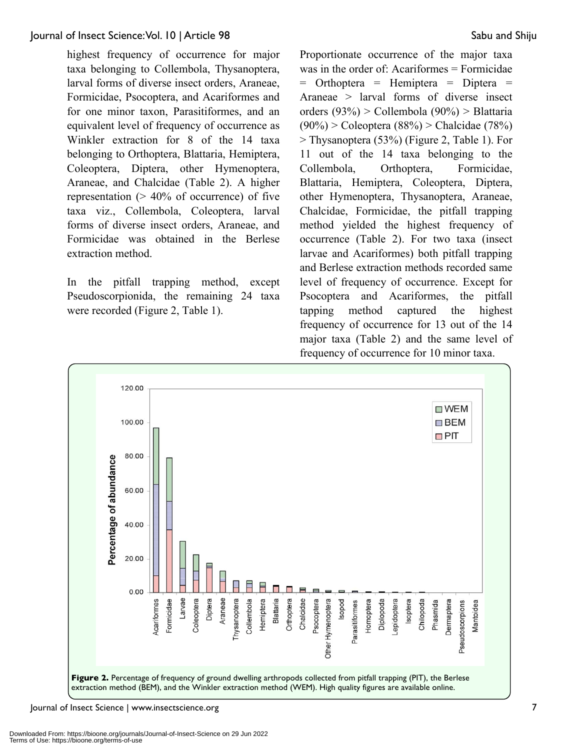highest frequency of occurrence for major taxa belonging to Collembola, Thysanoptera, larval forms of diverse insect orders, Araneae, Formicidae, Psocoptera, and Acariformes and for one minor taxon, Parasitiformes, and an equivalent level of frequency of occurrence as Winkler extraction for 8 of the 14 taxa belonging to Orthoptera, Blattaria, Hemiptera, Coleoptera, Diptera, other Hymenoptera, Araneae, and Chalcidae (Table 2). A higher representation (> 40% of occurrence) of five taxa viz., Collembola, Coleoptera, larval forms of diverse insect orders, Araneae, and Formicidae was obtained in the Berlese extraction method.

In the pitfall trapping method, except Pseudoscorpionida, the remaining 24 taxa were recorded (Figure 2, Table 1).

Proportionate occurrence of the major taxa was in the order of: Acariformes = Formicidae = Orthoptera = Hemiptera = Diptera = Araneae > larval forms of diverse insect orders (93%) > Collembola (90%) > Blattaria (90%) > Coleoptera (88%) > Chalcidae (78%) > Thysanoptera (53%) (Figure 2, Table 1). For 11 out of the 14 taxa belonging to the Collembola, Orthoptera, Formicidae, Blattaria, Hemiptera, Coleoptera, Diptera, other Hymenoptera, Thysanoptera, Araneae, Chalcidae, Formicidae, the pitfall trapping method yielded the highest frequency of occurrence (Table 2). For two taxa (insect larvae and Acariformes) both pitfall trapping and Berlese extraction methods recorded same level of frequency of occurrence. Except for Psocoptera and Acariformes, the pitfall tapping method captured the highest frequency of occurrence for 13 out of the 14 major taxa (Table 2) and the same level of frequency of occurrence for 10 minor taxa.

**Figure 2.** Percentage of frequency of ground dwelling arthropods collected from pitfall trapping (PIT), the Berlese extraction method (BEM), and the Winkler extraction method (WEM). High quality figures are available online.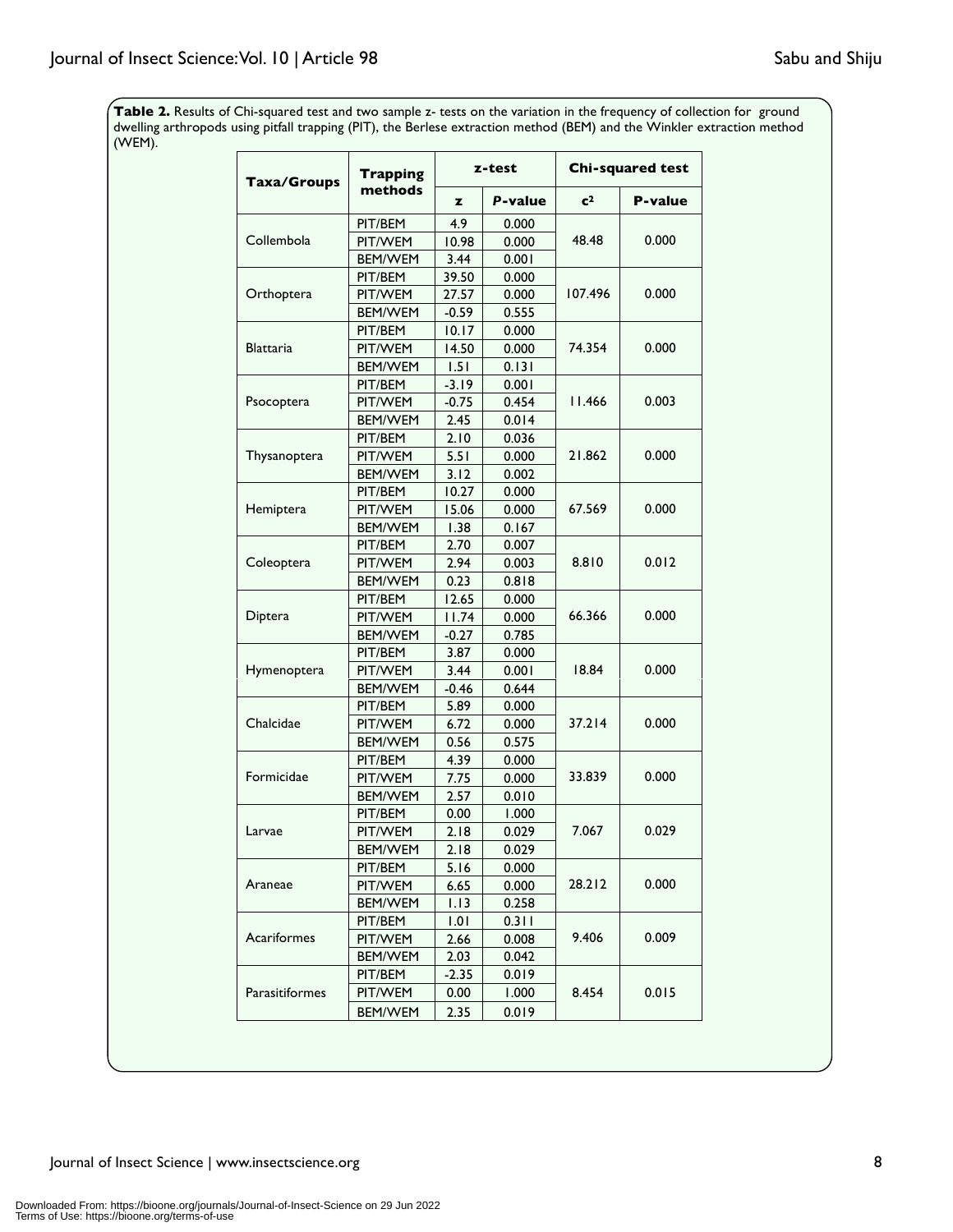**Table 2.** Results of Chi-squared test and two sample z- tests on the variation in the frequency of collection for ground dwelling arthropods using pitfall trapping (PIT), the Berlese extraction method (BEM) and the Winkler extraction method (WEM).

| Taxa/Groups | Trapping methods | z-test | | Chi-squared test | |
|---|---|---|---|---|---|
| | | z | *P*-value | $c^2$ | P-value |
| Collembola | PIT/BEM | 4.9 | 0.000 | 48.48 | 0.000 |
| | PIT/WEM | 10.98 | 0.000 | | |
| | BEM/WEM | 3.44 | 0.001 | | |
| Orthoptera | PIT/BEM | 39.50 | 0.000 | 107.496 | 0.000 |
| | PIT/WEM | 27.57 | 0.000 | | |
| | BEM/WEM | -0.59 | 0.555 | | |
| Blattaria | PIT/BEM | 10.17 | 0.000 | 74.354 | 0.000 |
| | PIT/WEM | 14.50 | 0.000 | | |
| | BEM/WEM | 1.51 | 0.131 | | |
| Psocoptera | PIT/BEM | -3.19 | 0.001 | 11.466 | 0.003 |
| | PIT/WEM | -0.75 | 0.454 | | |
| | BEM/WEM | 2.45 | 0.014 | | |
| Thysanoptera | PIT/BEM | 2.10 | 0.036 | 21.862 | 0.000 |
| | PIT/WEM | 5.51 | 0.000 | | |
| | BEM/WEM | 3.12 | 0.002 | | |
| Hemiptera | PIT/BEM | 10.27 | 0.000 | 67.569 | 0.000 |
| | PIT/WEM | 15.06 | 0.000 | | |
| | BEM/WEM | 1.38 | 0.167 | | |
| Coleoptera | PIT/BEM | 2.70 | 0.007 | 8.810 | 0.012 |
| | PIT/WEM | 2.94 | 0.003 | | |
| | BEM/WEM | 0.23 | 0.818 | | |
| Diptera | PIT/BEM | 12.65 | 0.000 | 66.366 | 0.000 |
| | PIT/WEM | 11.74 | 0.000 | | |
| | BEM/WEM | -0.27 | 0.785 | | |
| Hymenoptera | PIT/BEM | 3.87 | 0.000 | 18.84 | 0.000 |
| | PIT/WEM | 3.44 | 0.001 | | |
| | BEM/WEM | -0.46 | 0.644 | | |
| Chalcidae | PIT/BEM | 5.89 | 0.000 | 37.214 | 0.000 |
| | PIT/WEM | 6.72 | 0.000 | | |
| | BEM/WEM | 0.56 | 0.575 | | |
| Formicidae | PIT/BEM | 4.39 | 0.000 | 33.839 | 0.000 |
| | PIT/WEM | 7.75 | 0.000 | | |
| | BEM/WEM | 2.57 | 0.010 | | |
| Larvae | PIT/BEM | 0.00 | 1.000 | 7.067 | 0.029 |
| | PIT/WEM | 2.18 | 0.029 | | |
| | BEM/WEM | 2.18 | 0.029 | | |
| Araneae | PIT/BEM | 5.16 | 0.000 | 28.212 | 0.000 |
| | PIT/WEM | 6.65 | 0.000 | | |
| | BEM/WEM | 1.13 | 0.258 | | |
| Acariformes | PIT/BEM | 1.01 | 0.311 | 9.406 | 0.009 |
| | PIT/WEM | 2.66 | 0.008 | | |
| | BEM/WEM | 2.03 | 0.042 | | |
| Parasitiformes | PIT/BEM | -2.35 | 0.019 | 8.454 | 0.015 |
| | PIT/WEM | 0.00 | 1.000 | | |
| | BEM/WEM | 2.35 | 0.019 | | |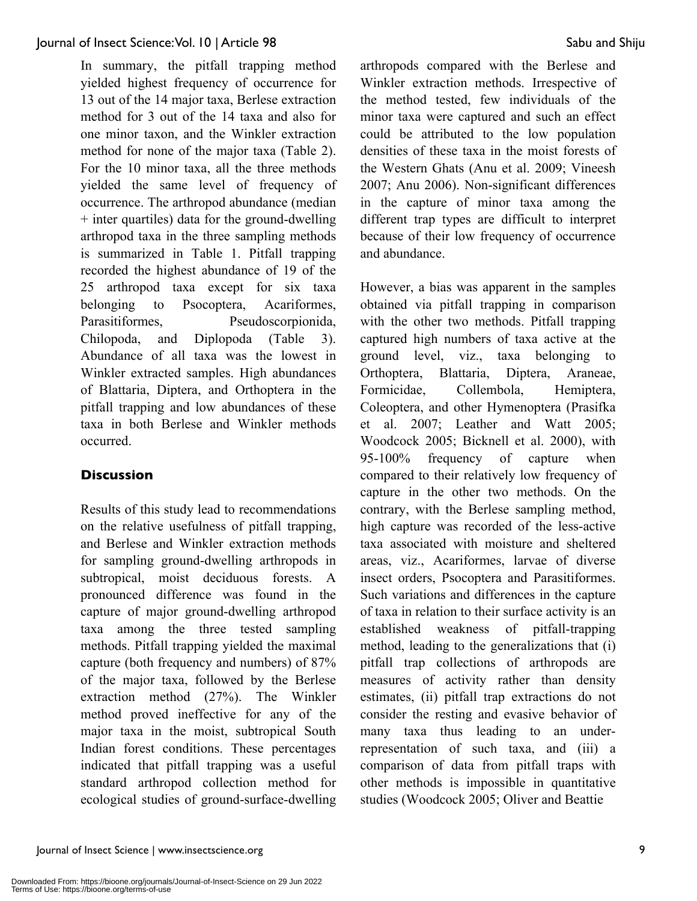In summary, the pitfall trapping method yielded highest frequency of occurrence for 13 out of the 14 major taxa, Berlese extraction method for 3 out of the 14 taxa and also for one minor taxon, and the Winkler extraction method for none of the major taxa (Table 2). For the 10 minor taxa, all the three methods yielded the same level of frequency of occurrence. The arthropod abundance (median + inter quartiles) data for the ground-dwelling arthropod taxa in the three sampling methods is summarized in Table 1. Pitfall trapping recorded the highest abundance of 19 of the 25 arthropod taxa except for six taxa belonging to Psocoptera, Acariformes, Parasitiformes, Pseudoscorpionida, Chilopoda, and Diplopoda (Table 3). Abundance of all taxa was the lowest in Winkler extracted samples. High abundances of Blattaria, Diptera, and Orthoptera in the pitfall trapping and low abundances of these taxa in both Berlese and Winkler methods occurred.

## Discussion

Results of this study lead to recommendations on the relative usefulness of pitfall trapping, and Berlese and Winkler extraction methods for sampling ground-dwelling arthropods in subtropical, moist deciduous forests. A pronounced difference was found in the capture of major ground-dwelling arthropod taxa among the three tested sampling methods. Pitfall trapping yielded the maximal capture (both frequency and numbers) of 87% of the major taxa, followed by the Berlese extraction method (27%). The Winkler method proved ineffective for any of the major taxa in the moist, subtropical South Indian forest conditions. These percentages indicated that pitfall trapping was a useful standard arthropod collection method for ecological studies of ground-surface-dwelling arthropods compared with the Berlese and Winkler extraction methods. Irrespective of the method tested, few individuals of the minor taxa were captured and such an effect could be attributed to the low population densities of these taxa in the moist forests of the Western Ghats (Anu et al. 2009; Vineesh 2007; Anu 2006). Non-significant differences in the capture of minor taxa among the different trap types are difficult to interpret because of their low frequency of occurrence and abundance.

However, a bias was apparent in the samples obtained via pitfall trapping in comparison with the other two methods. Pitfall trapping captured high numbers of taxa active at the ground level, viz., taxa belonging to Orthoptera, Blattaria, Diptera, Araneae, Formicidae, Collembola, Hemiptera, Coleoptera, and other Hymenoptera (Prasifka et al. 2007; Leather and Watt 2005; Woodcock 2005; Bicknell et al. 2000), with 95-100% frequency of capture when compared to their relatively low frequency of capture in the other two methods. On the contrary, with the Berlese sampling method, high capture was recorded of the less-active taxa associated with moisture and sheltered areas, viz., Acariformes, larvae of diverse insect orders, Psocoptera and Parasitiformes. Such variations and differences in the capture of taxa in relation to their surface activity is an established weakness of pitfall-trapping method, leading to the generalizations that (i) pitfall trap collections of arthropods are measures of activity rather than density estimates, (ii) pitfall trap extractions do not consider the resting and evasive behavior of many taxa thus leading to an under-representation of such taxa, and (iii) a comparison of data from pitfall traps with other methods is impossible in quantitative studies (Woodcock 2005; Oliver and Beattie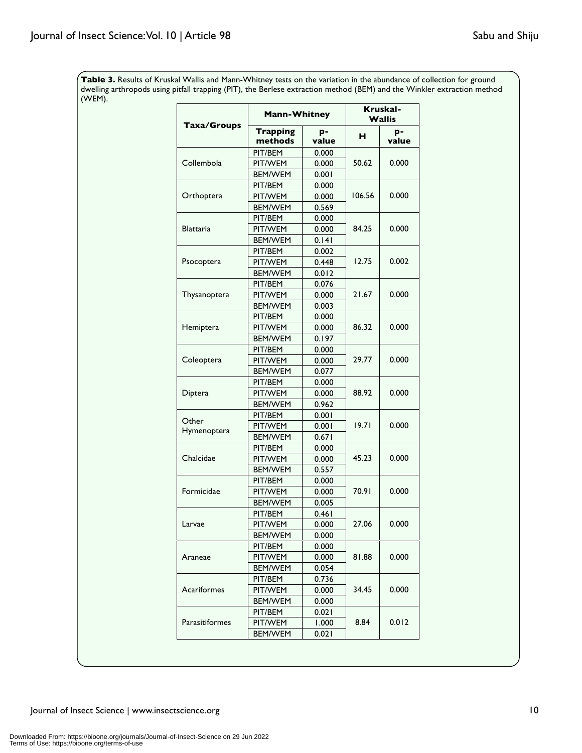**Table 3.** Results of Kruskal Wallis and Mann-Whitney tests on the variation in the abundance of collection for ground dwelling arthropods using pitfall trapping (PIT), the Berlese extraction method (BEM) and the Winkler extraction method (WEM).

| Taxa/Groups | Mann-Whitney | | Kruskal-Wallis | |
|---|---|---|---|---|
| | Trapping methods | p-value | H | p-value |
| Collembola | PIT/BEM | 0.000 | 50.62 | 0.000 |
| | PIT/WEM | 0.000 | | |
| | BEM/WEM | 0.001 | | |
| Orthoptera | PIT/BEM | 0.000 | 106.56 | 0.000 |
| | PIT/WEM | 0.000 | | |
| | BEM/WEM | 0.569 | | |
| Blattaria | PIT/BEM | 0.000 | 84.25 | 0.000 |
| | PIT/WEM | 0.000 | | |
| | BEM/WEM | 0.141 | | |
| Psocoptera | PIT/BEM | 0.002 | 12.75 | 0.002 |
| | PIT/WEM | 0.448 | | |
| | BEM/WEM | 0.012 | | |
| Thysanoptera | PIT/BEM | 0.076 | 21.67 | 0.000 |
| | PIT/WEM | 0.000 | | |
| | BEM/WEM | 0.003 | | |
| Hemiptera | PIT/BEM | 0.000 | 86.32 | 0.000 |
| | PIT/WEM | 0.000 | | |
| | BEM/WEM | 0.197 | | |
| Coleoptera | PIT/BEM | 0.000 | 29.77 | 0.000 |
| | PIT/WEM | 0.000 | | |
| | BEM/WEM | 0.077 | | |
| Diptera | PIT/BEM | 0.000 | 88.92 | 0.000 |
| | PIT/WEM | 0.000 | | |
| | BEM/WEM | 0.962 | | |
| Other Hymenoptera | PIT/BEM | 0.001 | 19.71 | 0.000 |
| | PIT/WEM | 0.001 | | |
| | BEM/WEM | 0.671 | | |
| Chalcidae | PIT/BEM | 0.000 | 45.23 | 0.000 |
| | PIT/WEM | 0.000 | | |
| | BEM/WEM | 0.557 | | |
| Formicidae | PIT/BEM | 0.000 | 70.91 | 0.000 |
| | PIT/WEM | 0.000 | | |
| | BEM/WEM | 0.005 | | |
| Larvae | PIT/BEM | 0.461 | 27.06 | 0.000 |
| | PIT/WEM | 0.000 | | |
| | BEM/WEM | 0.000 | | |
| Araneae | PIT/BEM | 0.000 | 81.88 | 0.000 |
| | PIT/WEM | 0.000 | | |
| | BEM/WEM | 0.054 | | |
| Acariformes | PIT/BEM | 0.736 | 34.45 | 0.000 |
| | PIT/WEM | 0.000 | | |
| | BEM/WEM | 0.000 | | |
| Parasitiformes | PIT/BEM | 0.021 | 8.84 | 0.012 |
| | PIT/WEM | 1.000 | | |
| | BEM/WEM | 0.021 | | |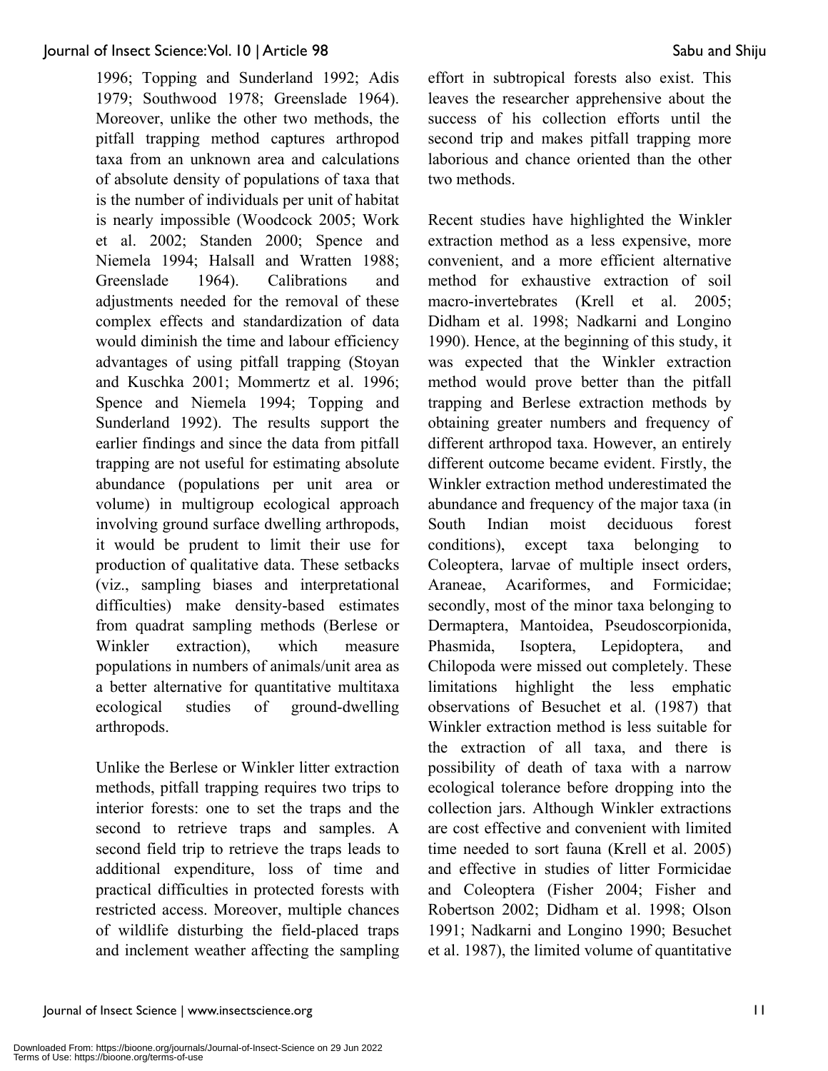1996; Topping and Sunderland 1992; Adis 1979; Southwood 1978; Greenslade 1964). Moreover, unlike the other two methods, the pitfall trapping method captures arthropod taxa from an unknown area and calculations of absolute density of populations of taxa that is the number of individuals per unit of habitat is nearly impossible (Woodcock 2005; Work et al. 2002; Standen 2000; Spence and Niemela 1994; Halsall and Wratten 1988; Greenslade 1964). Calibrations and adjustments needed for the removal of these complex effects and standardization of data would diminish the time and labour efficiency advantages of using pitfall trapping (Stoyan and Kuschka 2001; Mommertz et al. 1996; Spence and Niemela 1994; Topping and Sunderland 1992). The results support the earlier findings and since the data from pitfall trapping are not useful for estimating absolute abundance (populations per unit area or volume) in multigroup ecological approach involving ground surface dwelling arthropods, it would be prudent to limit their use for production of qualitative data. These setbacks (viz., sampling biases and interpretational difficulties) make density-based estimates from quadrat sampling methods (Berlese or Winkler extraction), which measure populations in numbers of animals/unit area as a better alternative for quantitative multitaxa ecological studies of ground-dwelling arthropods.

Unlike the Berlese or Winkler litter extraction methods, pitfall trapping requires two trips to interior forests: one to set the traps and the second to retrieve traps and samples. A second field trip to retrieve the traps leads to additional expenditure, loss of time and practical difficulties in protected forests with restricted access. Moreover, multiple chances of wildlife disturbing the field-placed traps and inclement weather affecting the sampling effort in subtropical forests also exist. This leaves the researcher apprehensive about the success of his collection efforts until the second trip and makes pitfall trapping more laborious and chance oriented than the other two methods.

Recent studies have highlighted the Winkler extraction method as a less expensive, more convenient, and a more efficient alternative method for exhaustive extraction of soil macro-invertebrates (Krell et al. 2005; Didham et al. 1998; Nadkarni and Longino 1990). Hence, at the beginning of this study, it was expected that the Winkler extraction method would prove better than the pitfall trapping and Berlese extraction methods by obtaining greater numbers and frequency of different arthropod taxa. However, an entirely different outcome became evident. Firstly, the Winkler extraction method underestimated the abundance and frequency of the major taxa (in South Indian moist deciduous forest conditions), except taxa belonging to Coleoptera, larvae of multiple insect orders, Araneae, Acariformes, and Formicidae; secondly, most of the minor taxa belonging to Dermaptera, Mantoidea, Pseudoscorpionida, Phasmida, Isoptera, Lepidoptera, and Chilopoda were missed out completely. These limitations highlight the less emphatic observations of Besuchet et al. (1987) that Winkler extraction method is less suitable for the extraction of all taxa, and there is possibility of death of taxa with a narrow ecological tolerance before dropping into the collection jars. Although Winkler extractions are cost effective and convenient with limited time needed to sort fauna (Krell et al. 2005) and effective in studies of litter Formicidae and Coleoptera (Fisher 2004; Fisher and Robertson 2002; Didham et al. 1998; Olson 1991; Nadkarni and Longino 1990; Besuchet et al. 1987), the limited volume of quantitative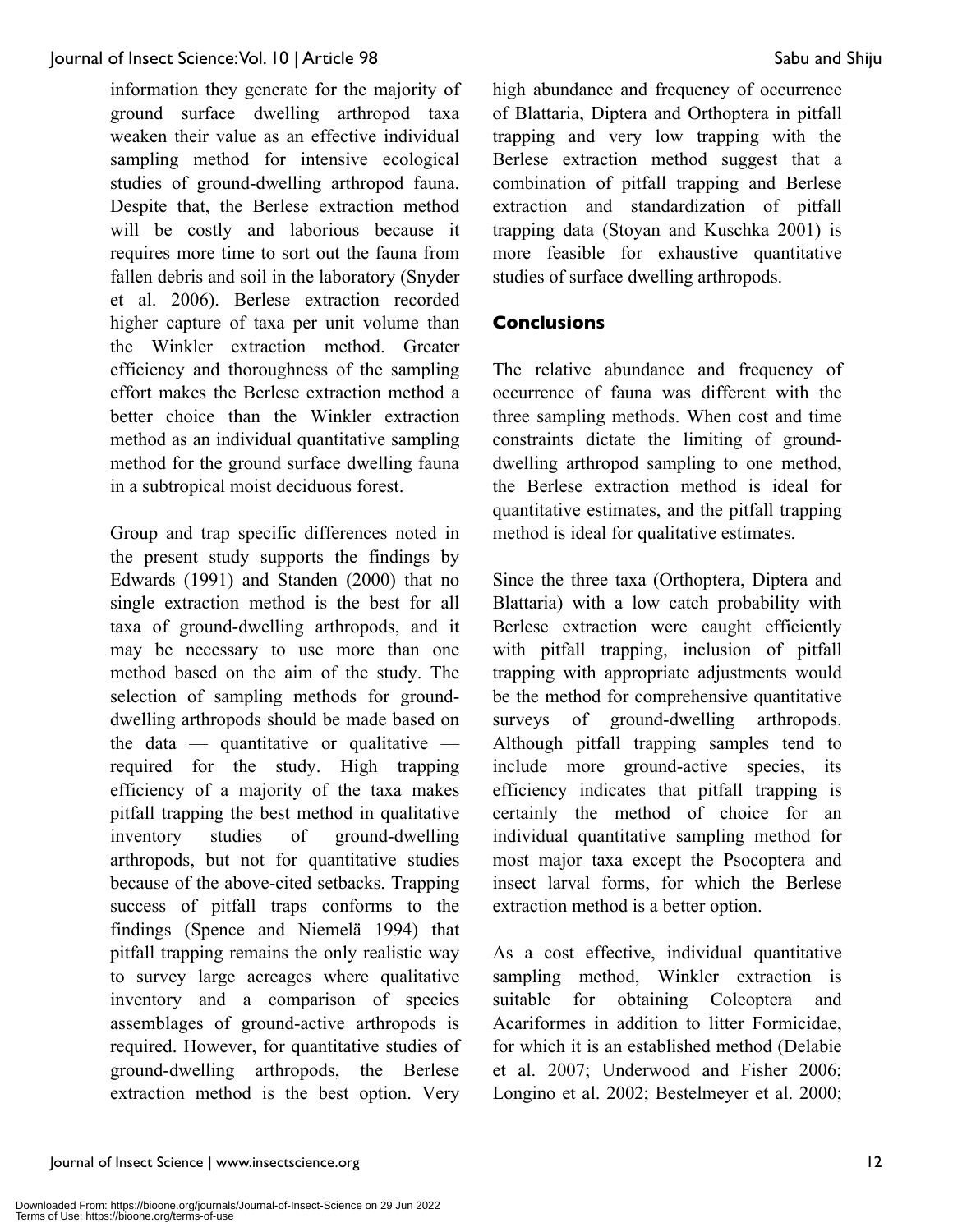information they generate for the majority of ground surface dwelling arthropod taxa weaken their value as an effective individual sampling method for intensive ecological studies of ground-dwelling arthropod fauna. Despite that, the Berlese extraction method will be costly and laborious because it requires more time to sort out the fauna from fallen debris and soil in the laboratory (Snyder et al. 2006). Berlese extraction recorded higher capture of taxa per unit volume than the Winkler extraction method. Greater efficiency and thoroughness of the sampling effort makes the Berlese extraction method a better choice than the Winkler extraction method as an individual quantitative sampling method for the ground surface dwelling fauna in a subtropical moist deciduous forest.

Group and trap specific differences noted in the present study supports the findings by Edwards (1991) and Standen (2000) that no single extraction method is the best for all taxa of ground-dwelling arthropods, and it may be necessary to use more than one method based on the aim of the study. The selection of sampling methods for ground-dwelling arthropods should be made based on the data — quantitative or qualitative — required for the study. High trapping efficiency of a majority of the taxa makes pitfall trapping the best method in qualitative inventory studies of ground-dwelling arthropods, but not for quantitative studies because of the above-cited setbacks. Trapping success of pitfall traps conforms to the findings (Spence and Niemelä 1994) that pitfall trapping remains the only realistic way to survey large acreages where qualitative inventory and a comparison of species assemblages of ground-active arthropods is required. However, for quantitative studies of ground-dwelling arthropods, the Berlese extraction method is the best option. Very high abundance and frequency of occurrence of Blattaria, Diptera and Orthoptera in pitfall trapping and very low trapping with the Berlese extraction method suggest that a combination of pitfall trapping and Berlese extraction and standardization of pitfall trapping data (Stoyan and Kuschka 2001) is more feasible for exhaustive quantitative studies of surface dwelling arthropods.

## Conclusions

The relative abundance and frequency of occurrence of fauna was different with the three sampling methods. When cost and time constraints dictate the limiting of ground-dwelling arthropod sampling to one method, the Berlese extraction method is ideal for quantitative estimates, and the pitfall trapping method is ideal for qualitative estimates.

Since the three taxa (Orthoptera, Diptera and Blattaria) with a low catch probability with Berlese extraction were caught efficiently with pitfall trapping, inclusion of pitfall trapping with appropriate adjustments would be the method for comprehensive quantitative surveys of ground-dwelling arthropods. Although pitfall trapping samples tend to include more ground-active species, its efficiency indicates that pitfall trapping is certainly the method of choice for an individual quantitative sampling method for most major taxa except the Psocoptera and insect larval forms, for which the Berlese extraction method is a better option.

As a cost effective, individual quantitative sampling method, Winkler extraction is suitable for obtaining Coleoptera and Acariformes in addition to litter Formicidae, for which it is an established method (Delabie et al. 2007; Underwood and Fisher 2006; Longino et al. 2002; Bestelmeyer et al. 2000;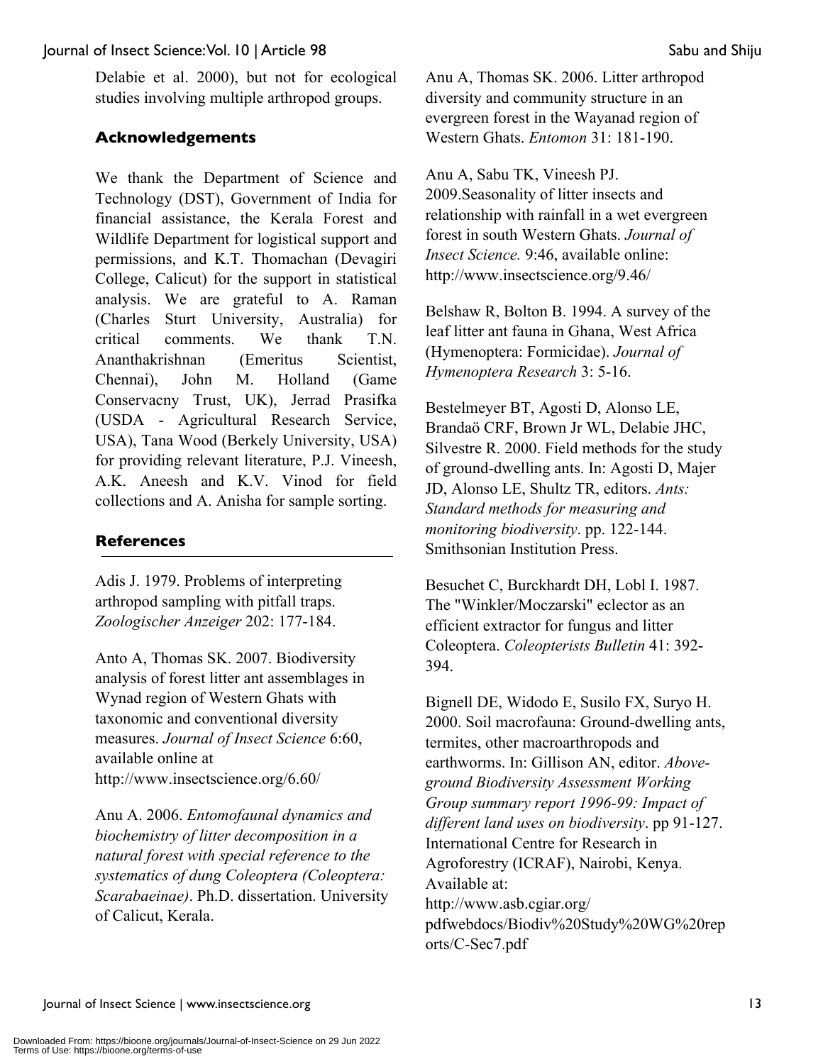Delabie et al. 2000), but not for ecological studies involving multiple arthropod groups.

## Acknowledgements

We thank the Department of Science and Technology (DST), Government of India for financial assistance, the Kerala Forest and Wildlife Department for logistical support and permissions, and K.T. Thomachan (Devagiri College, Calicut) for the support in statistical analysis. We are grateful to A. Raman (Charles Sturt University, Australia) for critical comments. We thank T.N. Ananthakrishnan (Emeritus Scientist, Chennai), John M. Holland (Game Conservacny Trust, UK), Jerrad Prasifka (USDA - Agricultural Research Service, USA), Tana Wood (Berkely University, USA) for providing relevant literature, P.J. Vineesh, A.K. Aneesh and K.V. Vinod for field collections and A. Anisha for sample sorting.

## References

Adis J. 1979. Problems of interpreting arthropod sampling with pitfall traps. *Zoologischer Anzeiger* 202: 177-184.

Anto A, Thomas SK. 2007. Biodiversity analysis of forest litter ant assemblages in Wynad region of Western Ghats with taxonomic and conventional diversity measures. *Journal of Insect Science* 6:60, available online at http://www.insectscience.org/6.60/

Anu A. 2006. *Entomofaunal dynamics and biochemistry of litter decomposition in a natural forest with special reference to the systematics of dung Coleoptera (Coleoptera: Scarabaeinae)*. Ph.D. dissertation. University of Calicut, Kerala.

Anu A, Thomas SK. 2006. Litter arthropod diversity and community structure in an evergreen forest in the Wayanad region of Western Ghats. *Entomon* 31: 181-190.

Anu A, Sabu TK, Vineesh PJ. 2009.Seasonality of litter insects and relationship with rainfall in a wet evergreen forest in south Western Ghats. *Journal of Insect Science.* 9:46, available online: http://www.insectscience.org/9.46/

Belshaw R, Bolton B. 1994. A survey of the leaf litter ant fauna in Ghana, West Africa (Hymenoptera: Formicidae). *Journal of Hymenoptera Research* 3: 5-16.

Bestelmeyer BT, Agosti D, Alonso LE, Brandaö CRF, Brown Jr WL, Delabie JHC, Silvestre R. 2000. Field methods for the study of ground-dwelling ants. In: Agosti D, Majer JD, Alonso LE, Shultz TR, editors. *Ants: Standard methods for measuring and monitoring biodiversity*. pp. 122-144. Smithsonian Institution Press.

Besuchet C, Burckhardt DH, Lobl I. 1987. The "Winkler/Moczarski" eclector as an efficient extractor for fungus and litter Coleoptera. *Coleopterists Bulletin* 41: 392-394.

Bignell DE, Widodo E, Susilo FX, Suryo H. 2000. Soil macrofauna: Ground-dwelling ants, termites, other macroarthropods and earthworms. In: Gillison AN, editor. *Above-ground Biodiversity Assessment Working Group summary report 1996-99: Impact of different land uses on biodiversity*. pp 91-127. International Centre for Research in Agroforestry (ICRAF), Nairobi, Kenya. Available at: http://www.asb.cgiar.org/pdfwebdocs/Biodiv%20Study%20WG%20reports/C-Sec7.pdf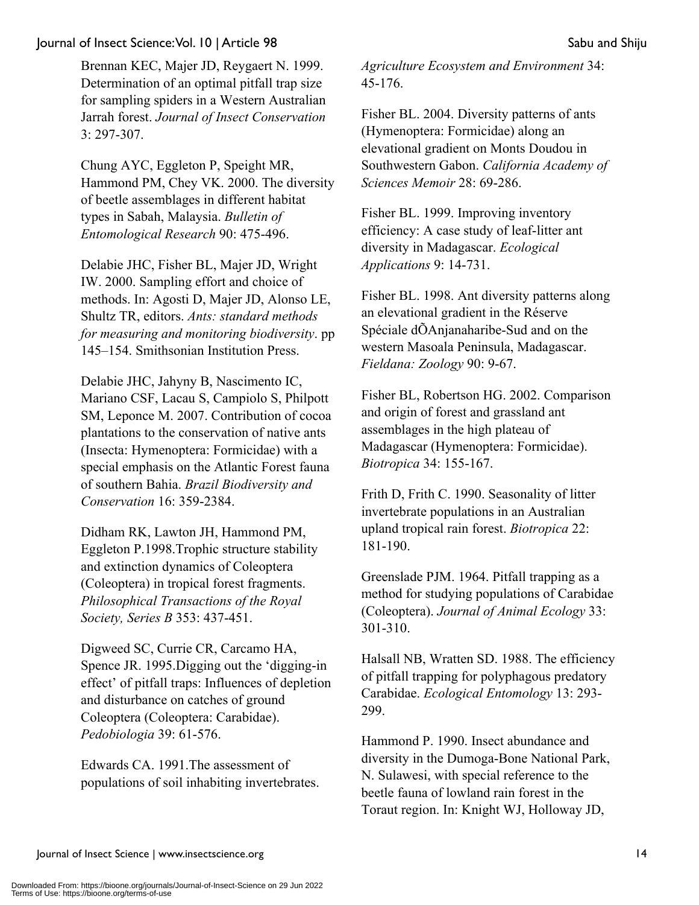Brennan KEC, Majer JD, Reygaert N. 1999. Determination of an optimal pitfall trap size for sampling spiders in a Western Australian Jarrah forest. *Journal of Insect Conservation* 3: 297-307.

Chung AYC, Eggleton P, Speight MR, Hammond PM, Chey VK. 2000. The diversity of beetle assemblages in different habitat types in Sabah, Malaysia. *Bulletin of Entomological Research* 90: 475-496.

Delabie JHC, Fisher BL, Majer JD, Wright IW. 2000. Sampling effort and choice of methods. In: Agosti D, Majer JD, Alonso LE, Shultz TR, editors. *Ants: standard methods for measuring and monitoring biodiversity*. pp 145–154. Smithsonian Institution Press.

Delabie JHC, Jahyny B, Nascimento IC, Mariano CSF, Lacau S, Campiolo S, Philpott SM, Leponce M. 2007. Contribution of cocoa plantations to the conservation of native ants (Insecta: Hymenoptera: Formicidae) with a special emphasis on the Atlantic Forest fauna of southern Bahia. *Brazil Biodiversity and Conservation* 16: 359-2384.

Didham RK, Lawton JH, Hammond PM, Eggleton P.1998.Trophic structure stability and extinction dynamics of Coleoptera (Coleoptera) in tropical forest fragments. *Philosophical Transactions of the Royal Society, Series B* 353: 437-451.

Digweed SC, Currie CR, Carcamo HA, Spence JR. 1995.Digging out the 'digging-in effect' of pitfall traps: Influences of depletion and disturbance on catches of ground Coleoptera (Coleoptera: Carabidae). *Pedobiologia* 39: 61-576.

Edwards CA. 1991.The assessment of populations of soil inhabiting invertebrates. *Agriculture Ecosystem and Environment* 34: 45-176.

Fisher BL. 2004. Diversity patterns of ants (Hymenoptera: Formicidae) along an elevational gradient on Monts Doudou in Southwestern Gabon. *California Academy of Sciences Memoir* 28: 69-286.

Fisher BL. 1999. Improving inventory efficiency: A case study of leaf-litter ant diversity in Madagascar. *Ecological Applications* 9: 14-731.

Fisher BL. 1998. Ant diversity patterns along an elevational gradient in the Réserve Spéciale dÕAnjanaharibe-Sud and on the western Masoala Peninsula, Madagascar. *Fieldana: Zoology* 90: 9-67.

Fisher BL, Robertson HG. 2002. Comparison and origin of forest and grassland ant assemblages in the high plateau of Madagascar (Hymenoptera: Formicidae). *Biotropica* 34: 155-167.

Frith D, Frith C. 1990. Seasonality of litter invertebrate populations in an Australian upland tropical rain forest. *Biotropica* 22: 181-190.

Greenslade PJM. 1964. Pitfall trapping as a method for studying populations of Carabidae (Coleoptera). *Journal of Animal Ecology* 33: 301-310.

Halsall NB, Wratten SD. 1988. The efficiency of pitfall trapping for polyphagous predatory Carabidae. *Ecological Entomology* 13: 293-299.

Hammond P. 1990. Insect abundance and diversity in the Dumoga-Bone National Park, N. Sulawesi, with special reference to the beetle fauna of lowland rain forest in the Toraut region. In: Knight WJ, Holloway JD,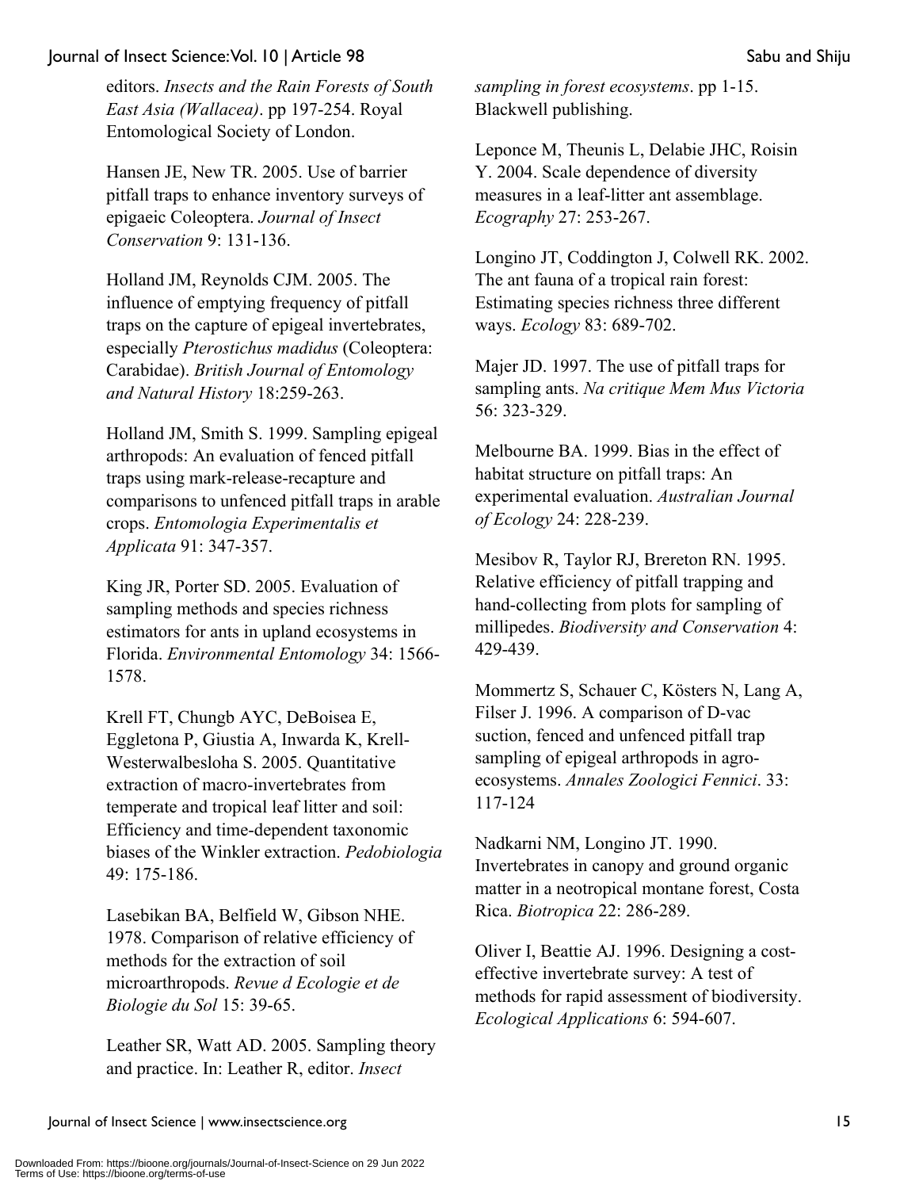editors. *Insects and the Rain Forests of South East Asia (Wallacea)*. pp 197-254. Royal Entomological Society of London.

Hansen JE, New TR. 2005. Use of barrier pitfall traps to enhance inventory surveys of epigaeic Coleoptera. *Journal of Insect Conservation* 9: 131-136.

Holland JM, Reynolds CJM. 2005. The influence of emptying frequency of pitfall traps on the capture of epigeal invertebrates, especially *Pterostichus madidus* (Coleoptera: Carabidae). *British Journal of Entomology and Natural History* 18:259-263.

Holland JM, Smith S. 1999. Sampling epigeal arthropods: An evaluation of fenced pitfall traps using mark-release-recapture and comparisons to unfenced pitfall traps in arable crops. *Entomologia Experimentalis et Applicata* 91: 347-357.

King JR, Porter SD. 2005. Evaluation of sampling methods and species richness estimators for ants in upland ecosystems in Florida. *Environmental Entomology* 34: 1566-1578.

Krell FT, Chungb AYC, DeBoisea E, Eggletona P, Giustia A, Inwarda K, Krell-Westerwalbesloha S. 2005. Quantitative extraction of macro-invertebrates from temperate and tropical leaf litter and soil: Efficiency and time-dependent taxonomic biases of the Winkler extraction. *Pedobiologia* 49: 175-186.

Lasebikan BA, Belfield W, Gibson NHE. 1978. Comparison of relative efficiency of methods for the extraction of soil microarthropods. *Revue d Ecologie et de Biologie du Sol* 15: 39-65.

Leather SR, Watt AD. 2005. Sampling theory and practice. In: Leather R, editor. *Insect sampling in forest ecosystems*. pp 1-15. Blackwell publishing.

Leponce M, Theunis L, Delabie JHC, Roisin Y. 2004. Scale dependence of diversity measures in a leaf-litter ant assemblage. *Ecography* 27: 253-267.

Longino JT, Coddington J, Colwell RK. 2002. The ant fauna of a tropical rain forest: Estimating species richness three different ways. *Ecology* 83: 689-702.

Majer JD. 1997. The use of pitfall traps for sampling ants. *Na critique Mem Mus Victoria* 56: 323-329.

Melbourne BA. 1999. Bias in the effect of habitat structure on pitfall traps: An experimental evaluation. *Australian Journal of Ecology* 24: 228-239.

Mesibov R, Taylor RJ, Brereton RN. 1995. Relative efficiency of pitfall trapping and hand-collecting from plots for sampling of millipedes. *Biodiversity and Conservation* 4: 429-439.

Mommertz S, Schauer C, Kösters N, Lang A, Filser J. 1996. A comparison of D-vac suction, fenced and unfenced pitfall trap sampling of epigeal arthropods in agro-ecosystems. *Annales Zoologici Fennici*. 33: 117-124

Nadkarni NM, Longino JT. 1990. Invertebrates in canopy and ground organic matter in a neotropical montane forest, Costa Rica. *Biotropica* 22: 286-289.

Oliver I, Beattie AJ. 1996. Designing a cost-effective invertebrate survey: A test of methods for rapid assessment of biodiversity. *Ecological Applications* 6: 594-607.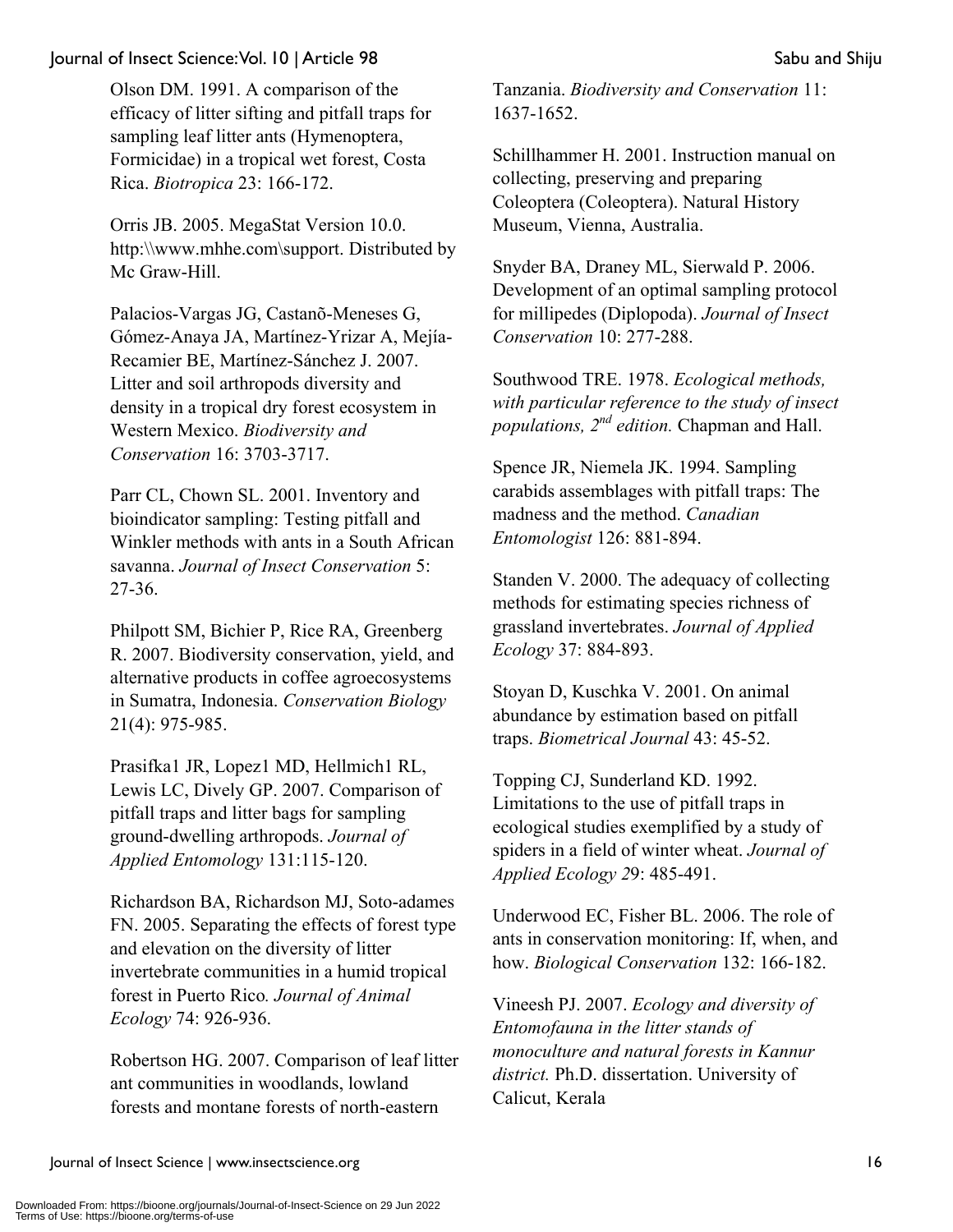Olson DM. 1991. A comparison of the efficacy of litter sifting and pitfall traps for sampling leaf litter ants (Hymenoptera, Formicidae) in a tropical wet forest, Costa Rica. *Biotropica* 23: 166-172.

Orris JB. 2005. MegaStat Version 10.0. http:\\www.mhhe.com\support. Distributed by Mc Graw-Hill.

Palacios-Vargas JG, Castanõ-Meneses G, Gómez-Anaya JA, Martínez-Yrizar A, Mejía-Recamier BE, Martínez-Sánchez J. 2007. Litter and soil arthropods diversity and density in a tropical dry forest ecosystem in Western Mexico. *Biodiversity and Conservation* 16: 3703-3717.

Parr CL, Chown SL. 2001. Inventory and bioindicator sampling: Testing pitfall and Winkler methods with ants in a South African savanna. *Journal of Insect Conservation* 5: 27-36.

Philpott SM, Bichier P, Rice RA, Greenberg R. 2007. Biodiversity conservation, yield, and alternative products in coffee agroecosystems in Sumatra, Indonesia. *Conservation Biology* 21(4): 975-985.

Prasifka1 JR, Lopez1 MD, Hellmich1 RL, Lewis LC, Dively GP. 2007. Comparison of pitfall traps and litter bags for sampling ground-dwelling arthropods. *Journal of Applied Entomology* 131:115-120.

Richardson BA, Richardson MJ, Soto-adames FN. 2005. Separating the effects of forest type and elevation on the diversity of litter invertebrate communities in a humid tropical forest in Puerto Rico*. Journal of Animal Ecology* 74: 926-936.

Robertson HG. 2007. Comparison of leaf litter ant communities in woodlands, lowland forests and montane forests of north-eastern Tanzania. *Biodiversity and Conservation* 11: 1637-1652.

Schillhammer H. 2001. Instruction manual on collecting, preserving and preparing Coleoptera (Coleoptera). Natural History Museum, Vienna, Australia.

Snyder BA, Draney ML, Sierwald P. 2006. Development of an optimal sampling protocol for millipedes (Diplopoda). *Journal of Insect Conservation* 10: 277-288.

Southwood TRE. 1978. *Ecological methods, with particular reference to the study of insect populations, 2nd edition.* Chapman and Hall.

Spence JR, Niemela JK. 1994. Sampling carabids assemblages with pitfall traps: The madness and the method. *Canadian Entomologist* 126: 881-894.

Standen V. 2000. The adequacy of collecting methods for estimating species richness of grassland invertebrates. *Journal of Applied Ecology* 37: 884-893.

Stoyan D, Kuschka V. 2001. On animal abundance by estimation based on pitfall traps. *Biometrical Journal* 43: 45-52.

Topping CJ, Sunderland KD. 1992. Limitations to the use of pitfall traps in ecological studies exemplified by a study of spiders in a field of winter wheat. *Journal of Applied Ecology 2*9: 485-491.

Underwood EC, Fisher BL. 2006. The role of ants in conservation monitoring: If, when, and how. *Biological Conservation* 132: 166-182.

Vineesh PJ. 2007. *Ecology and diversity of Entomofauna in the litter stands of monoculture and natural forests in Kannur district.* Ph.D. dissertation. University of Calicut, Kerala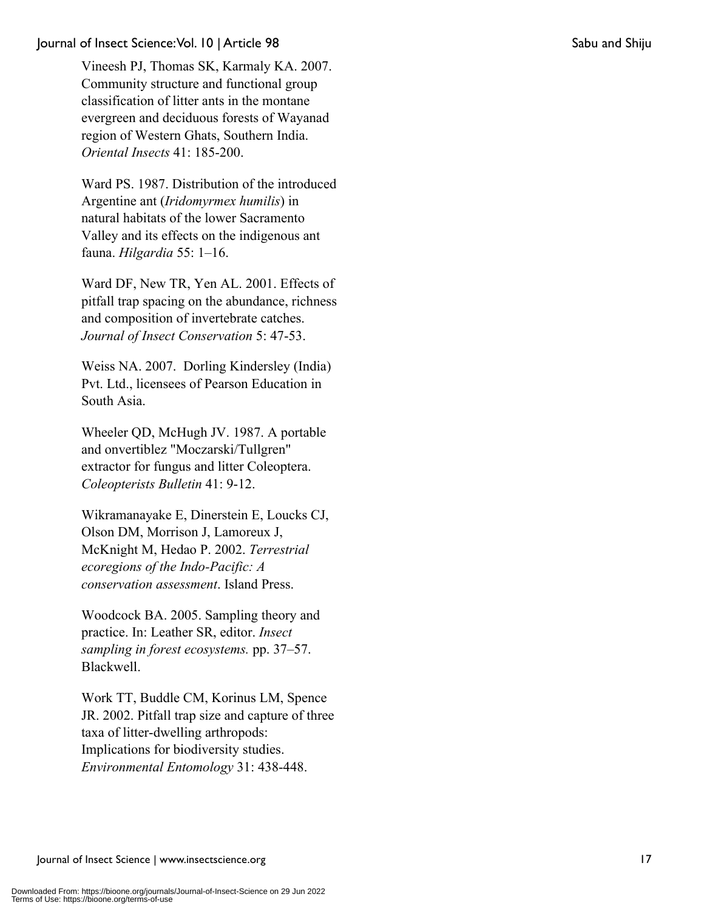Vineesh PJ, Thomas SK, Karmaly KA. 2007. Community structure and functional group classification of litter ants in the montane evergreen and deciduous forests of Wayanad region of Western Ghats, Southern India. *Oriental Insects* 41: 185-200.

Ward PS. 1987. Distribution of the introduced Argentine ant (*Iridomyrmex humilis*) in natural habitats of the lower Sacramento Valley and its effects on the indigenous ant fauna. *Hilgardia* 55: 1–16.

Ward DF, New TR, Yen AL. 2001. Effects of pitfall trap spacing on the abundance, richness and composition of invertebrate catches. *Journal of Insect Conservation* 5: 47-53.

Weiss NA. 2007. Dorling Kindersley (India) Pvt. Ltd., licensees of Pearson Education in South Asia.

Wheeler QD, McHugh JV. 1987. A portable and onvertiblez "Moczarski/Tullgren" extractor for fungus and litter Coleoptera. *Coleopterists Bulletin* 41: 9-12.

Wikramanayake E, Dinerstein E, Loucks CJ, Olson DM, Morrison J, Lamoreux J, McKnight M, Hedao P. 2002. *Terrestrial ecoregions of the Indo-Pacific: A conservation assessment*. Island Press.

Woodcock BA. 2005. Sampling theory and practice. In: Leather SR, editor. *Insect sampling in forest ecosystems.* pp. 37–57. Blackwell.

Work TT, Buddle CM, Korinus LM, Spence JR. 2002. Pitfall trap size and capture of three taxa of litter-dwelling arthropods: Implications for biodiversity studies. *Environmental Entomology* 31: 438-448.